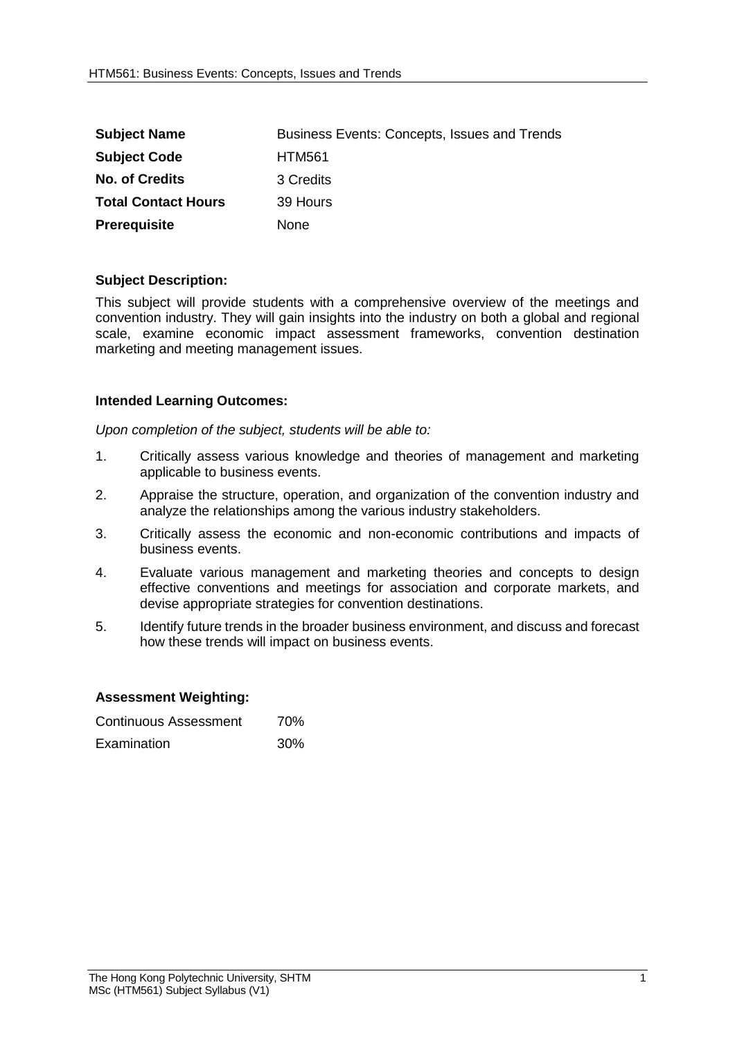| | |
|---|---|
| **Subject Name** | Business Events: Concepts, Issues and Trends |
| **Subject Code** | HTM561 |
| **No. of Credits** | 3 Credits |
| **Total Contact Hours** | 39 Hours |
| **Prerequisite** | None |

**Subject Description:**

This subject will provide students with a comprehensive overview of the meetings and convention industry. They will gain insights into the industry on both a global and regional scale, examine economic impact assessment frameworks, convention destination marketing and meeting management issues.

**Intended Learning Outcomes:**

*Upon completion of the subject, students will be able to:*

1. Critically assess various knowledge and theories of management and marketing applicable to business events.
2. Appraise the structure, operation, and organization of the convention industry and analyze the relationships among the various industry stakeholders.
3. Critically assess the economic and non-economic contributions and impacts of business events.
4. Evaluate various management and marketing theories and concepts to design effective conventions and meetings for association and corporate markets, and devise appropriate strategies for convention destinations.
5. Identify future trends in the broader business environment, and discuss and forecast how these trends will impact on business events.

**Assessment Weighting:**

| | |
|---|---|
| Continuous Assessment | 70% |
| Examination | 30% |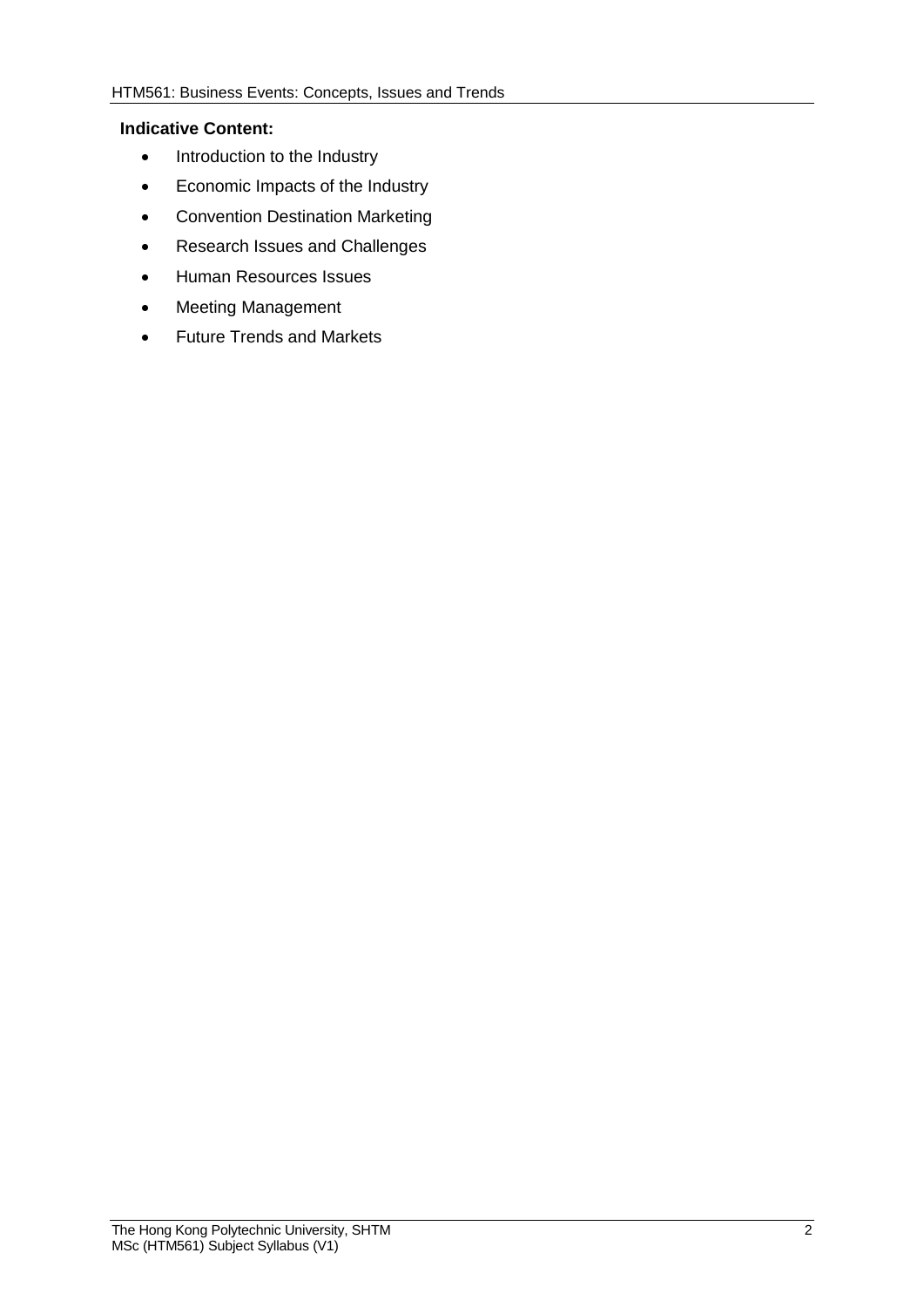**Indicative Content:**

- Introduction to the Industry
- Economic Impacts of the Industry
- Convention Destination Marketing
- Research Issues and Challenges
- Human Resources Issues
- Meeting Management
- Future Trends and Markets